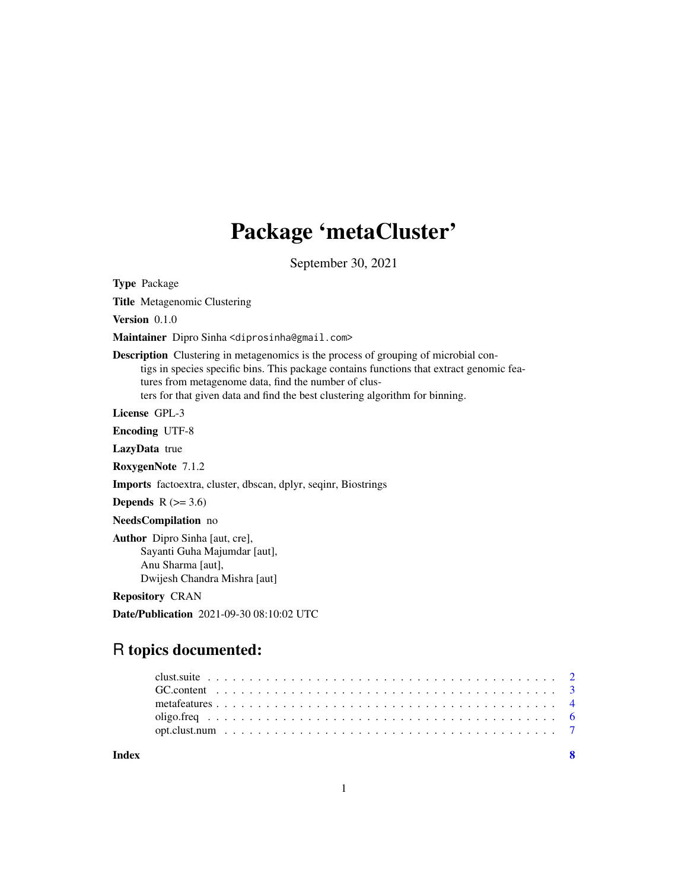# Package 'metaCluster'

September 30, 2021

**Type** Package

**Title** Metagenomic Clustering

**Version** 0.1.0

**Maintainer** Dipro Sinha <diprosinha@gmail.com>

**Description** Clustering in metagenomics is the process of grouping of microbial contigs in species specific bins. This package contains functions that extract genomic features from metagenome data, find the number of clusters for that given data and find the best clustering algorithm for binning.

**License** GPL-3

**Encoding** UTF-8

**LazyData** true

**RoxygenNote** 7.1.2

**Imports** factoextra, cluster, dbscan, dplyr, seqinr, Biostrings

**Depends** R (>= 3.6)

**NeedsCompilation** no

**Author** Dipro Sinha [aut, cre],
Sayanti Guha Majumdar [aut],
Anu Sharma [aut],
Dwijesh Chandra Mishra [aut]

**Repository** CRAN

**Date/Publication** 2021-09-30 08:10:02 UTC

## R topics documented:

- clust.suite . . . . . . . . . . . . . . . . . . . . . . . . . . . . . . . . . . . . . . . . . . 2
- GC.content . . . . . . . . . . . . . . . . . . . . . . . . . . . . . . . . . . . . . . . . . . 3
- metafeatures . . . . . . . . . . . . . . . . . . . . . . . . . . . . . . . . . . . . . . . . . 4
- oligo.freq . . . . . . . . . . . . . . . . . . . . . . . . . . . . . . . . . . . . . . . . . . 6
- opt.clust.num . . . . . . . . . . . . . . . . . . . . . . . . . . . . . . . . . . . . . . . . 7

**Index** 8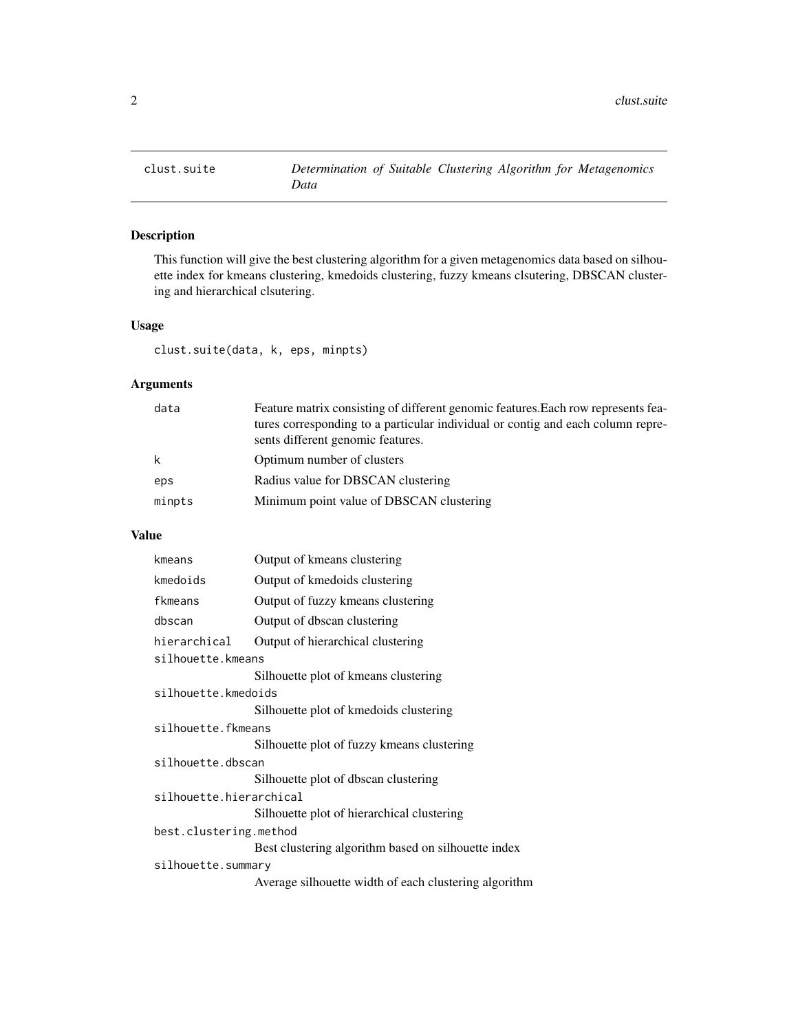# clust.suite — *Determination of Suitable Clustering Algorithm for Metagenomics Data*

## Description

This function will give the best clustering algorithm for a given metagenomics data based on silhouette index for kmeans clustering, kmedoids clustering, fuzzy kmeans clsutering, DBSCAN clustering and hierarchical clsutering.

## Usage

```
clust.suite(data, k, eps, minpts)
```

## Arguments

| | |
|---|---|
| `data` | Feature matrix consisting of different genomic features.Each row represents features corresponding to a particular individual or contig and each column represents different genomic features. |
| `k` | Optimum number of clusters |
| `eps` | Radius value for DBSCAN clustering |
| `minpts` | Minimum point value of DBSCAN clustering |

## Value

| | |
|---|---|
| `kmeans` | Output of kmeans clustering |
| `kmedoids` | Output of kmedoids clustering |
| `fkmeans` | Output of fuzzy kmeans clustering |
| `dbscan` | Output of dbscan clustering |
| `hierarchical` | Output of hierarchical clustering |
| `silhouette.kmeans` | Silhouette plot of kmeans clustering |
| `silhouette.kmedoids` | Silhouette plot of kmedoids clustering |
| `silhouette.fkmeans` | Silhouette plot of fuzzy kmeans clustering |
| `silhouette.dbscan` | Silhouette plot of dbscan clustering |
| `silhouette.hierarchical` | Silhouette plot of hierarchical clustering |
| `best.clustering.method` | Best clustering algorithm based on silhouette index |
| `silhouette.summary` | Average silhouette width of each clustering algorithm |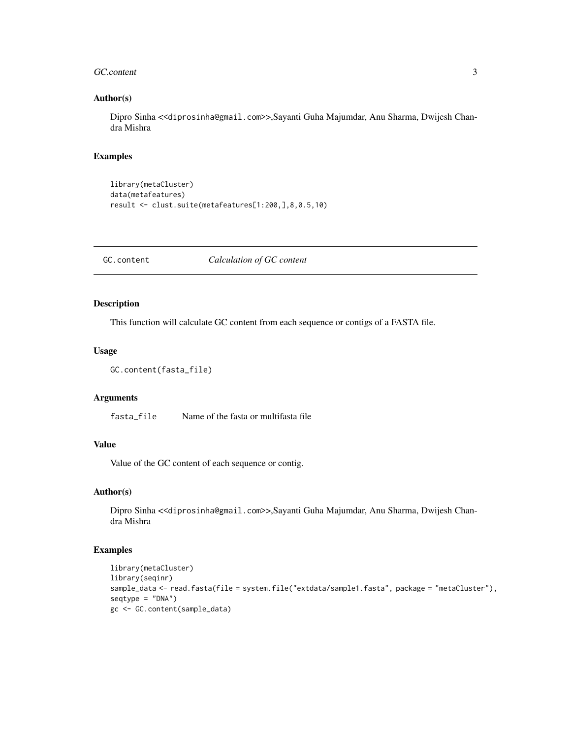## Author(s)

Dipro Sinha <<diprosinha@gmail.com>>,Sayanti Guha Majumdar, Anu Sharma, Dwijesh Chandra Mishra

## Examples

```
library(metaCluster)
data(metafeatures)
result <- clust.suite(metafeatures[1:200,],8,0.5,10)
```

---

# GC.content &nbsp;&nbsp;&nbsp;&nbsp; *Calculation of GC content*

---

## Description

This function will calculate GC content from each sequence or contigs of a FASTA file.

## Usage

```
GC.content(fasta_file)
```

## Arguments

| | |
|---|---|
| `fasta_file` | Name of the fasta or multifasta file |

## Value

Value of the GC content of each sequence or contig.

## Author(s)

Dipro Sinha <<diprosinha@gmail.com>>,Sayanti Guha Majumdar, Anu Sharma, Dwijesh Chandra Mishra

## Examples

```
library(metaCluster)
library(seqinr)
sample_data <- read.fasta(file = system.file("extdata/sample1.fasta", package = "metaCluster"),
seqtype = "DNA")
gc <- GC.content(sample_data)
```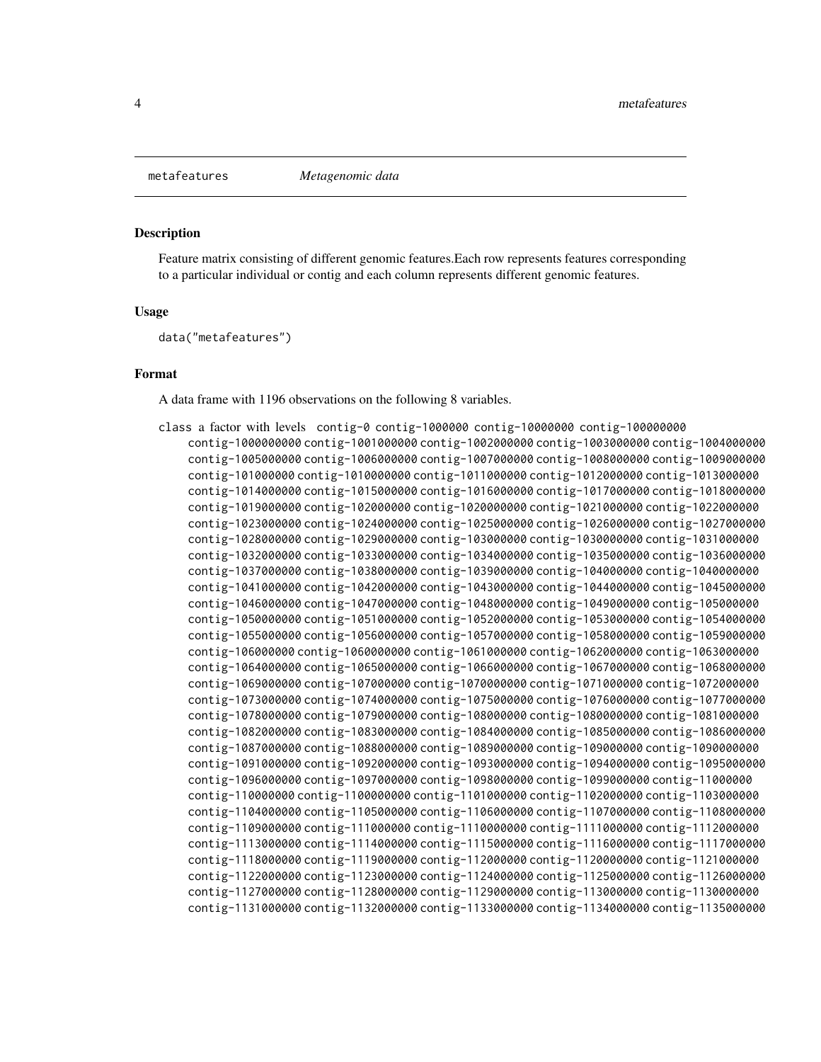metafeatures *Metagenomic data*

## Description

Feature matrix consisting of different genomic features.Each row represents features corresponding to a particular individual or contig and each column represents different genomic features.

## Usage

```
data("metafeatures")
```

## Format

A data frame with 1196 observations on the following 8 variables.

`class` a factor with levels `contig-0 contig-1000000 contig-10000000 contig-100000000 contig-1000000000 contig-1001000000 contig-1002000000 contig-1003000000 contig-1004000000 contig-1005000000 contig-1006000000 contig-1007000000 contig-1008000000 contig-1009000000 contig-101000000 contig-1010000000 contig-1011000000 contig-1012000000 contig-1013000000 contig-1014000000 contig-1015000000 contig-1016000000 contig-1017000000 contig-1018000000 contig-1019000000 contig-102000000 contig-1020000000 contig-1021000000 contig-1022000000 contig-1023000000 contig-1024000000 contig-1025000000 contig-1026000000 contig-1027000000 contig-1028000000 contig-1029000000 contig-103000000 contig-1030000000 contig-1031000000 contig-1032000000 contig-1033000000 contig-1034000000 contig-1035000000 contig-1036000000 contig-1037000000 contig-1038000000 contig-1039000000 contig-104000000 contig-1040000000 contig-1041000000 contig-1042000000 contig-1043000000 contig-1044000000 contig-1045000000 contig-1046000000 contig-1047000000 contig-1048000000 contig-1049000000 contig-105000000 contig-1050000000 contig-1051000000 contig-1052000000 contig-1053000000 contig-1054000000 contig-1055000000 contig-1056000000 contig-1057000000 contig-1058000000 contig-1059000000 contig-106000000 contig-1060000000 contig-1061000000 contig-1062000000 contig-1063000000 contig-1064000000 contig-1065000000 contig-1066000000 contig-1067000000 contig-1068000000 contig-1069000000 contig-107000000 contig-1070000000 contig-1071000000 contig-1072000000 contig-1073000000 contig-1074000000 contig-1075000000 contig-1076000000 contig-1077000000 contig-1078000000 contig-1079000000 contig-108000000 contig-1080000000 contig-1081000000 contig-1082000000 contig-1083000000 contig-1084000000 contig-1085000000 contig-1086000000 contig-1087000000 contig-1088000000 contig-1089000000 contig-109000000 contig-1090000000 contig-1091000000 contig-1092000000 contig-1093000000 contig-1094000000 contig-1095000000 contig-1096000000 contig-1097000000 contig-1098000000 contig-1099000000 contig-11000000 contig-110000000 contig-1100000000 contig-1101000000 contig-1102000000 contig-1103000000 contig-1104000000 contig-1105000000 contig-1106000000 contig-1107000000 contig-1108000000 contig-1109000000 contig-111000000 contig-1110000000 contig-1111000000 contig-1112000000 contig-1113000000 contig-1114000000 contig-1115000000 contig-1116000000 contig-1117000000 contig-1118000000 contig-1119000000 contig-112000000 contig-1120000000 contig-1121000000 contig-1122000000 contig-1123000000 contig-1124000000 contig-1125000000 contig-1126000000 contig-1127000000 contig-1128000000 contig-1129000000 contig-113000000 contig-1130000000 contig-1131000000 contig-1132000000 contig-1133000000 contig-1134000000 contig-1135000000`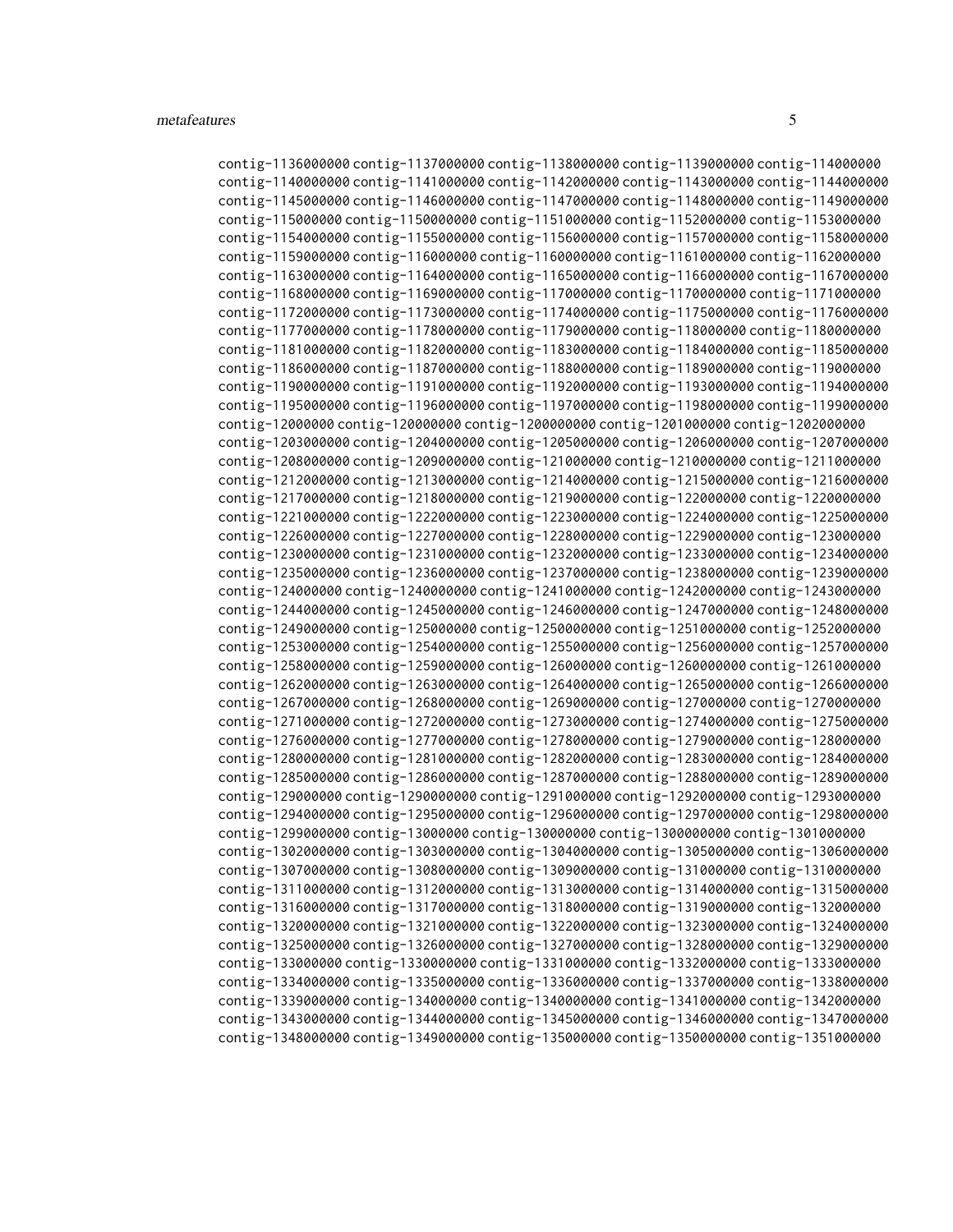contig-1136000000 contig-1137000000 contig-1138000000 contig-1139000000 contig-114000000
contig-1140000000 contig-1141000000 contig-1142000000 contig-1143000000 contig-1144000000
contig-1145000000 contig-1146000000 contig-1147000000 contig-1148000000 contig-1149000000
contig-115000000 contig-1150000000 contig-1151000000 contig-1152000000 contig-1153000000
contig-1154000000 contig-1155000000 contig-1156000000 contig-1157000000 contig-1158000000
contig-1159000000 contig-116000000 contig-1160000000 contig-1161000000 contig-1162000000
contig-1163000000 contig-1164000000 contig-1165000000 contig-1166000000 contig-1167000000
contig-1168000000 contig-1169000000 contig-117000000 contig-1170000000 contig-1171000000
contig-1172000000 contig-1173000000 contig-1174000000 contig-1175000000 contig-1176000000
contig-1177000000 contig-1178000000 contig-1179000000 contig-118000000 contig-1180000000
contig-1181000000 contig-1182000000 contig-1183000000 contig-1184000000 contig-1185000000
contig-1186000000 contig-1187000000 contig-1188000000 contig-1189000000 contig-119000000
contig-1190000000 contig-1191000000 contig-1192000000 contig-1193000000 contig-1194000000
contig-1195000000 contig-1196000000 contig-1197000000 contig-1198000000 contig-1199000000
contig-12000000 contig-120000000 contig-1200000000 contig-1201000000 contig-1202000000
contig-1203000000 contig-1204000000 contig-1205000000 contig-1206000000 contig-1207000000
contig-1208000000 contig-1209000000 contig-121000000 contig-1210000000 contig-1211000000
contig-1212000000 contig-1213000000 contig-1214000000 contig-1215000000 contig-1216000000
contig-1217000000 contig-1218000000 contig-1219000000 contig-122000000 contig-1220000000
contig-1221000000 contig-1222000000 contig-1223000000 contig-1224000000 contig-1225000000
contig-1226000000 contig-1227000000 contig-1228000000 contig-1229000000 contig-123000000
contig-1230000000 contig-1231000000 contig-1232000000 contig-1233000000 contig-1234000000
contig-1235000000 contig-1236000000 contig-1237000000 contig-1238000000 contig-1239000000
contig-124000000 contig-1240000000 contig-1241000000 contig-1242000000 contig-1243000000
contig-1244000000 contig-1245000000 contig-1246000000 contig-1247000000 contig-1248000000
contig-1249000000 contig-125000000 contig-1250000000 contig-1251000000 contig-1252000000
contig-1253000000 contig-1254000000 contig-1255000000 contig-1256000000 contig-1257000000
contig-1258000000 contig-1259000000 contig-126000000 contig-1260000000 contig-1261000000
contig-1262000000 contig-1263000000 contig-1264000000 contig-1265000000 contig-1266000000
contig-1267000000 contig-1268000000 contig-1269000000 contig-127000000 contig-1270000000
contig-1271000000 contig-1272000000 contig-1273000000 contig-1274000000 contig-1275000000
contig-1276000000 contig-1277000000 contig-1278000000 contig-1279000000 contig-128000000
contig-1280000000 contig-1281000000 contig-1282000000 contig-1283000000 contig-1284000000
contig-1285000000 contig-1286000000 contig-1287000000 contig-1288000000 contig-1289000000
contig-129000000 contig-1290000000 contig-1291000000 contig-1292000000 contig-1293000000
contig-1294000000 contig-1295000000 contig-1296000000 contig-1297000000 contig-1298000000
contig-1299000000 contig-13000000 contig-130000000 contig-1300000000 contig-1301000000
contig-1302000000 contig-1303000000 contig-1304000000 contig-1305000000 contig-1306000000
contig-1307000000 contig-1308000000 contig-1309000000 contig-131000000 contig-1310000000
contig-1311000000 contig-1312000000 contig-1313000000 contig-1314000000 contig-1315000000
contig-1316000000 contig-1317000000 contig-1318000000 contig-1319000000 contig-132000000
contig-1320000000 contig-1321000000 contig-1322000000 contig-1323000000 contig-1324000000
contig-1325000000 contig-1326000000 contig-1327000000 contig-1328000000 contig-1329000000
contig-133000000 contig-1330000000 contig-1331000000 contig-1332000000 contig-1333000000
contig-1334000000 contig-1335000000 contig-1336000000 contig-1337000000 contig-1338000000
contig-1339000000 contig-134000000 contig-1340000000 contig-1341000000 contig-1342000000
contig-1343000000 contig-1344000000 contig-1345000000 contig-1346000000 contig-1347000000
contig-1348000000 contig-1349000000 contig-135000000 contig-1350000000 contig-1351000000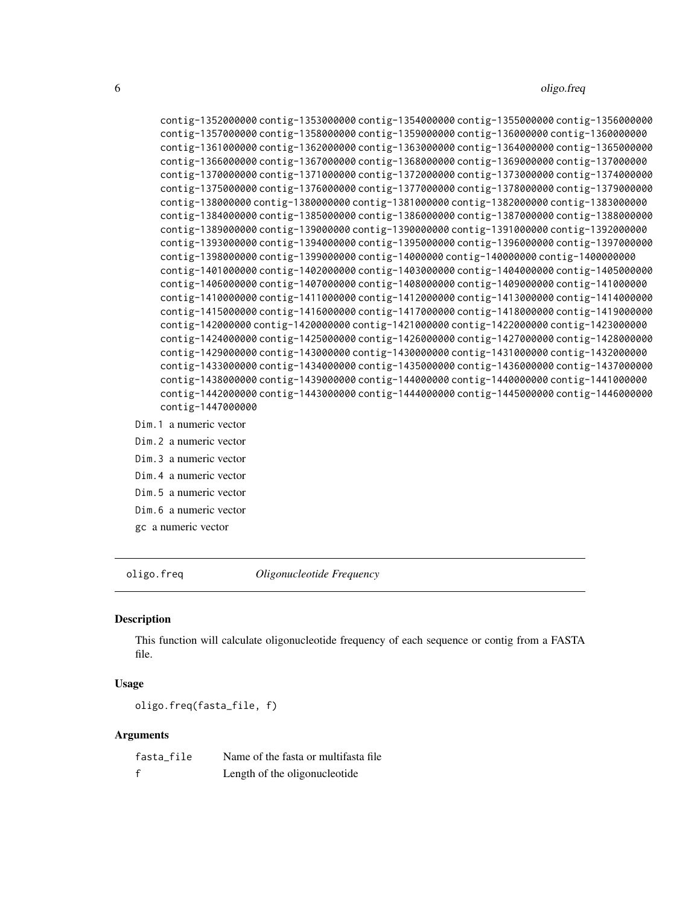contig-1352000000 contig-1353000000 contig-1354000000 contig-1355000000 contig-1356000000 contig-1357000000 contig-1358000000 contig-1359000000 contig-136000000 contig-1360000000 contig-1361000000 contig-1362000000 contig-1363000000 contig-1364000000 contig-1365000000 contig-1366000000 contig-1367000000 contig-1368000000 contig-1369000000 contig-137000000 contig-1370000000 contig-1371000000 contig-1372000000 contig-1373000000 contig-1374000000 contig-1375000000 contig-1376000000 contig-1377000000 contig-1378000000 contig-1379000000 contig-138000000 contig-1380000000 contig-1381000000 contig-1382000000 contig-1383000000 contig-1384000000 contig-1385000000 contig-1386000000 contig-1387000000 contig-1388000000 contig-1389000000 contig-139000000 contig-1390000000 contig-1391000000 contig-1392000000 contig-1393000000 contig-1394000000 contig-1395000000 contig-1396000000 contig-1397000000 contig-1398000000 contig-1399000000 contig-14000000 contig-140000000 contig-1400000000 contig-1401000000 contig-1402000000 contig-1403000000 contig-1404000000 contig-1405000000 contig-1406000000 contig-1407000000 contig-1408000000 contig-1409000000 contig-141000000 contig-1410000000 contig-1411000000 contig-1412000000 contig-1413000000 contig-1414000000 contig-1415000000 contig-1416000000 contig-1417000000 contig-1418000000 contig-1419000000 contig-142000000 contig-1420000000 contig-1421000000 contig-1422000000 contig-1423000000 contig-1424000000 contig-1425000000 contig-1426000000 contig-1427000000 contig-1428000000 contig-1429000000 contig-143000000 contig-1430000000 contig-1431000000 contig-1432000000 contig-1433000000 contig-1434000000 contig-1435000000 contig-1436000000 contig-1437000000 contig-1438000000 contig-1439000000 contig-144000000 contig-1440000000 contig-1441000000 contig-1442000000 contig-1443000000 contig-1444000000 contig-1445000000 contig-1446000000 contig-1447000000

`Dim.1` a numeric vector

`Dim.2` a numeric vector

`Dim.3` a numeric vector

`Dim.4` a numeric vector

`Dim.5` a numeric vector

`Dim.6` a numeric vector

`gc` a numeric vector

---

## `oligo.freq` *Oligonucleotide Frequency*

### Description

This function will calculate oligonucleotide frequency of each sequence or contig from a FASTA file.

### Usage

```
oligo.freq(fasta_file, f)
```

### Arguments

| | |
|---|---|
| `fasta_file` | Name of the fasta or multifasta file |
| `f` | Length of the oligonucleotide |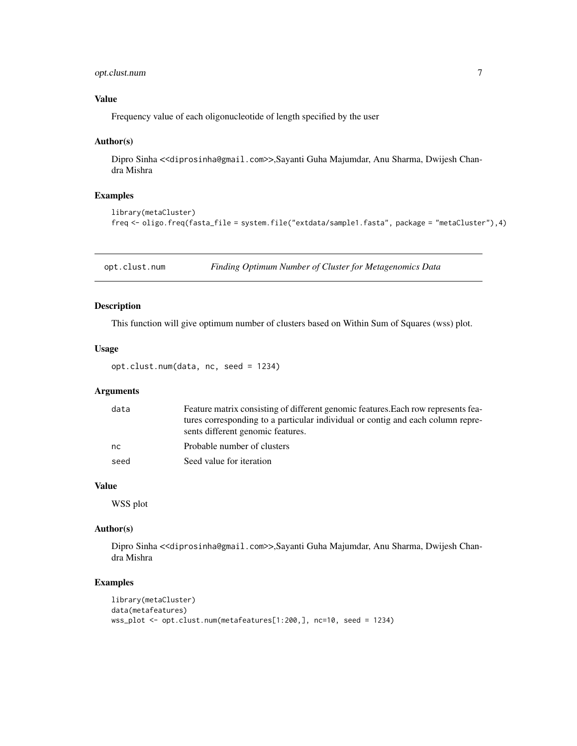### Value

Frequency value of each oligonucleotide of length specified by the user

### Author(s)

Dipro Sinha <<diprosinha@gmail.com>>,Sayanti Guha Majumdar, Anu Sharma, Dwijesh Chandra Mishra

### Examples

```
library(metaCluster)
freq <- oligo.freq(fasta_file = system.file("extdata/sample1.fasta", package = "metaCluster"),4)
```

---

## opt.clust.num *Finding Optimum Number of Cluster for Metagenomics Data*

---

### Description

This function will give optimum number of clusters based on Within Sum of Squares (wss) plot.

### Usage

```
opt.clust.num(data, nc, seed = 1234)
```

### Arguments

| | |
|---|---|
| data | Feature matrix consisting of different genomic features.Each row represents features corresponding to a particular individual or contig and each column represents different genomic features. |
| nc | Probable number of clusters |
| seed | Seed value for iteration |

### Value

WSS plot

### Author(s)

Dipro Sinha <<diprosinha@gmail.com>>,Sayanti Guha Majumdar, Anu Sharma, Dwijesh Chandra Mishra

### Examples

```
library(metaCluster)
data(metafeatures)
wss_plot <- opt.clust.num(metafeatures[1:200,], nc=10, seed = 1234)
```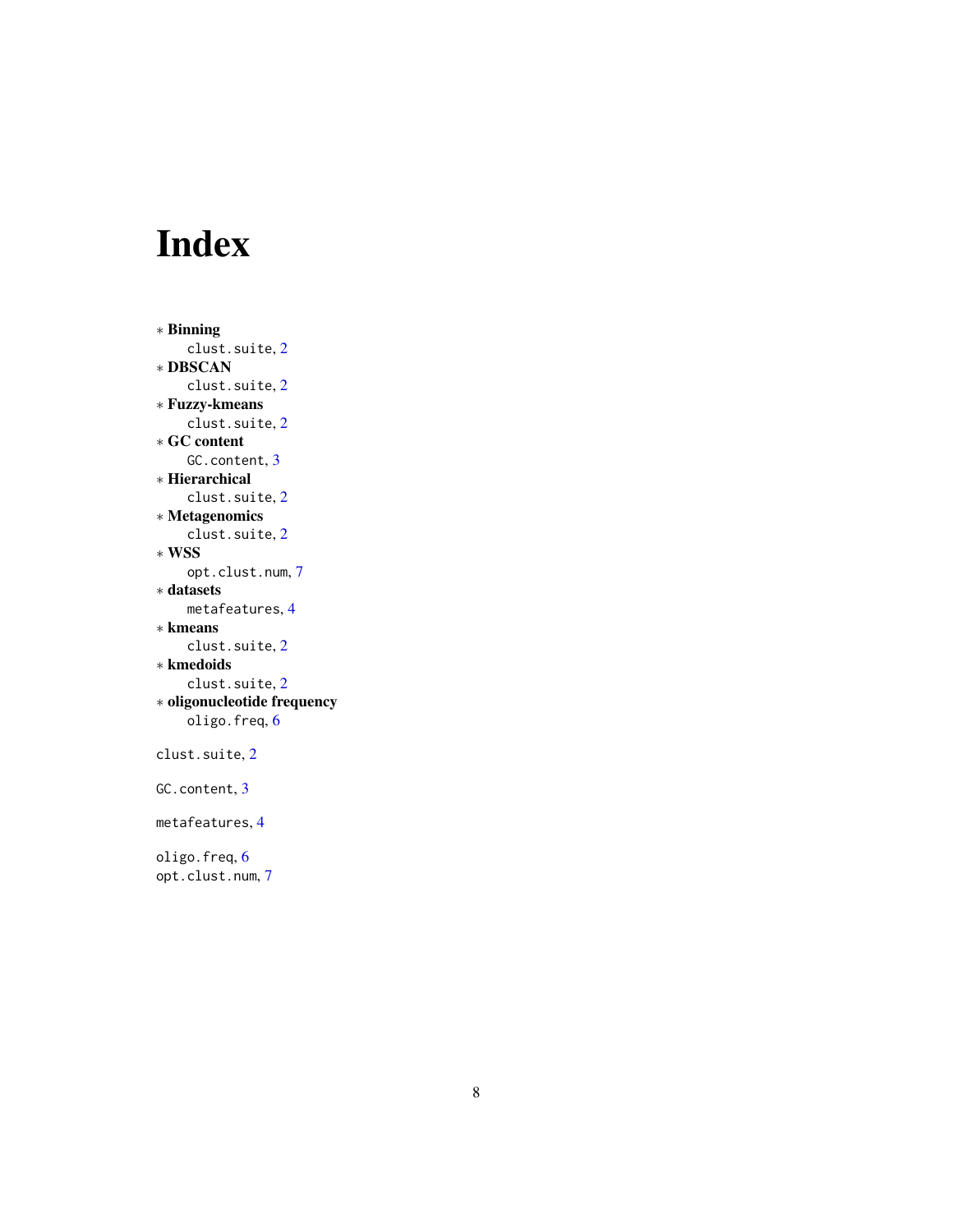# Index

∗ **Binning**
    clust.suite, 2
∗ **DBSCAN**
    clust.suite, 2
∗ **Fuzzy-kmeans**
    clust.suite, 2
∗ **GC content**
    GC.content, 3
∗ **Hierarchical**
    clust.suite, 2
∗ **Metagenomics**
    clust.suite, 2
∗ **WSS**
    opt.clust.num, 7
∗ **datasets**
    metafeatures, 4
∗ **kmeans**
    clust.suite, 2
∗ **kmedoids**
    clust.suite, 2
∗ **oligonucleotide frequency**
    oligo.freq, 6

clust.suite, 2

GC.content, 3

metafeatures, 4

oligo.freq, 6
opt.clust.num, 7